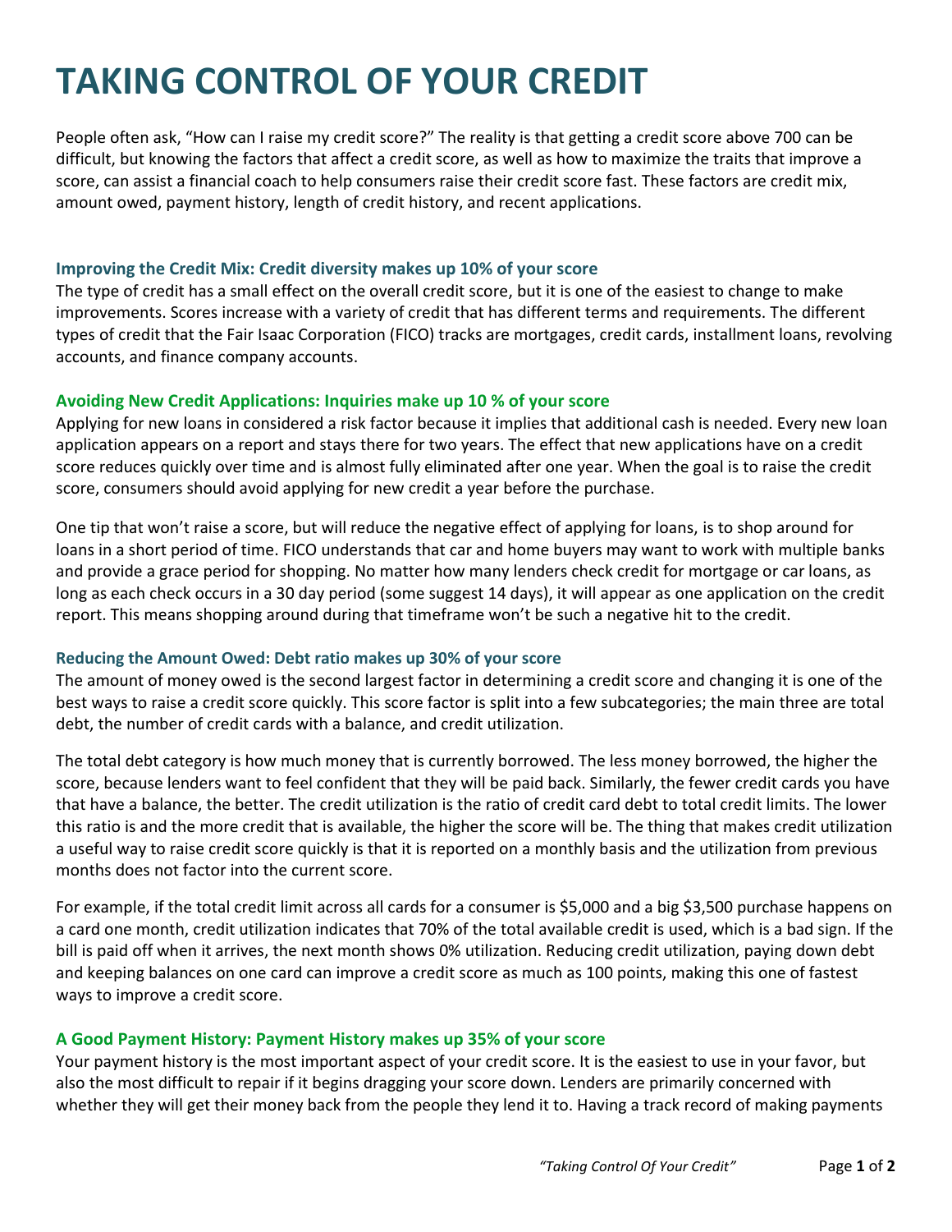# TAKING CONTROL OF YOUR CREDIT

People often ask, "How can I raise my credit score?" The reality is that getting a credit score above 700 can be difficult, but knowing the factors that affect a credit score, as well as how to maximize the traits that improve a score, can assist a financial coach to help consumers raise their credit score fast. These factors are credit mix, amount owed, payment history, length of credit history, and recent applications.

### Improving the Credit Mix: Credit diversity makes up 10% of your score

The type of credit has a small effect on the overall credit score, but it is one of the easiest to change to make improvements. Scores increase with a variety of credit that has different terms and requirements. The different types of credit that the Fair Isaac Corporation (FICO) tracks are mortgages, credit cards, installment loans, revolving accounts, and finance company accounts.

### Avoiding New Credit Applications: Inquiries make up 10 % of your score

Applying for new loans in considered a risk factor because it implies that additional cash is needed. Every new loan application appears on a report and stays there for two years. The effect that new applications have on a credit score reduces quickly over time and is almost fully eliminated after one year. When the goal is to raise the credit score, consumers should avoid applying for new credit a year before the purchase.

One tip that won't raise a score, but will reduce the negative effect of applying for loans, is to shop around for loans in a short period of time. FICO understands that car and home buyers may want to work with multiple banks and provide a grace period for shopping. No matter how many lenders check credit for mortgage or car loans, as long as each check occurs in a 30 day period (some suggest 14 days), it will appear as one application on the credit report. This means shopping around during that timeframe won't be such a negative hit to the credit.

### Reducing the Amount Owed: Debt ratio makes up 30% of your score

The amount of money owed is the second largest factor in determining a credit score and changing it is one of the best ways to raise a credit score quickly. This score factor is split into a few subcategories; the main three are total debt, the number of credit cards with a balance, and credit utilization.

The total debt category is how much money that is currently borrowed. The less money borrowed, the higher the score, because lenders want to feel confident that they will be paid back. Similarly, the fewer credit cards you have that have a balance, the better. The credit utilization is the ratio of credit card debt to total credit limits. The lower this ratio is and the more credit that is available, the higher the score will be. The thing that makes credit utilization a useful way to raise credit score quickly is that it is reported on a monthly basis and the utilization from previous months does not factor into the current score.

For example, if the total credit limit across all cards for a consumer is $5,000 and a big $3,500 purchase happens on a card one month, credit utilization indicates that 70% of the total available credit is used, which is a bad sign. If the bill is paid off when it arrives, the next month shows 0% utilization. Reducing credit utilization, paying down debt and keeping balances on one card can improve a credit score as much as 100 points, making this one of fastest ways to improve a credit score.

### A Good Payment History: Payment History makes up 35% of your score

Your payment history is the most important aspect of your credit score. It is the easiest to use in your favor, but also the most difficult to repair if it begins dragging your score down. Lenders are primarily concerned with whether they will get their money back from the people they lend it to. Having a track record of making payments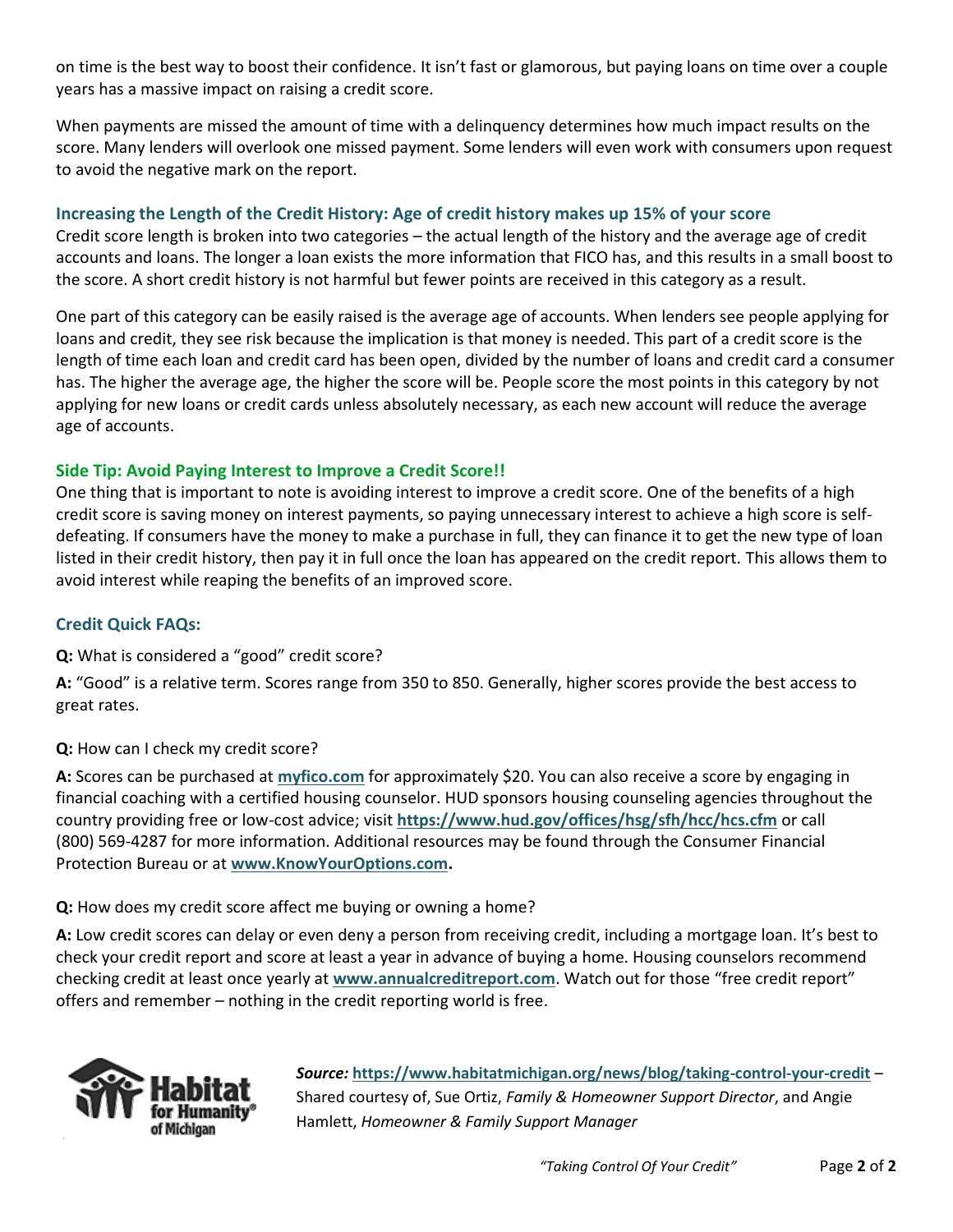on time is the best way to boost their confidence. It isn't fast or glamorous, but paying loans on time over a couple years has a massive impact on raising a credit score.

When payments are missed the amount of time with a delinquency determines how much impact results on the score. Many lenders will overlook one missed payment. Some lenders will even work with consumers upon request to avoid the negative mark on the report.

### Increasing the Length of the Credit History: Age of credit history makes up 15% of your score

Credit score length is broken into two categories – the actual length of the history and the average age of credit accounts and loans. The longer a loan exists the more information that FICO has, and this results in a small boost to the score. A short credit history is not harmful but fewer points are received in this category as a result.

One part of this category can be easily raised is the average age of accounts. When lenders see people applying for loans and credit, they see risk because the implication is that money is needed. This part of a credit score is the length of time each loan and credit card has been open, divided by the number of loans and credit card a consumer has. The higher the average age, the higher the score will be. People score the most points in this category by not applying for new loans or credit cards unless absolutely necessary, as each new account will reduce the average age of accounts.

### Side Tip: Avoid Paying Interest to Improve a Credit Score!!

One thing that is important to note is avoiding interest to improve a credit score. One of the benefits of a high credit score is saving money on interest payments, so paying unnecessary interest to achieve a high score is self-defeating. If consumers have the money to make a purchase in full, they can finance it to get the new type of loan listed in their credit history, then pay it in full once the loan has appeared on the credit report. This allows them to avoid interest while reaping the benefits of an improved score.

### Credit Quick FAQs:

**Q:** What is considered a "good" credit score?

**A:** "Good" is a relative term. Scores range from 350 to 850. Generally, higher scores provide the best access to great rates.

**Q:** How can I check my credit score?

**A:** Scores can be purchased at **myfico.com** for approximately $20. You can also receive a score by engaging in financial coaching with a certified housing counselor. HUD sponsors housing counseling agencies throughout the country providing free or low-cost advice; visit **https://www.hud.gov/offices/hsg/sfh/hcc/hcs.cfm** or call (800) 569-4287 for more information. Additional resources may be found through the Consumer Financial Protection Bureau or at **www.KnowYourOptions.com.**

**Q:** How does my credit score affect me buying or owning a home?

**A:** Low credit scores can delay or even deny a person from receiving credit, including a mortgage loan. It's best to check your credit report and score at least a year in advance of buying a home. Housing counselors recommend checking credit at least once yearly at **www.annualcreditreport.com**. Watch out for those "free credit report" offers and remember – nothing in the credit reporting world is free.

Habitat for Humanity® of Michigan

***Source:*** **https://www.habitatmichigan.org/news/blog/taking-control-your-credit** – Shared courtesy of, Sue Ortiz, *Family & Homeowner Support Director*, and Angie Hamlett, *Homeowner & Family Support Manager*